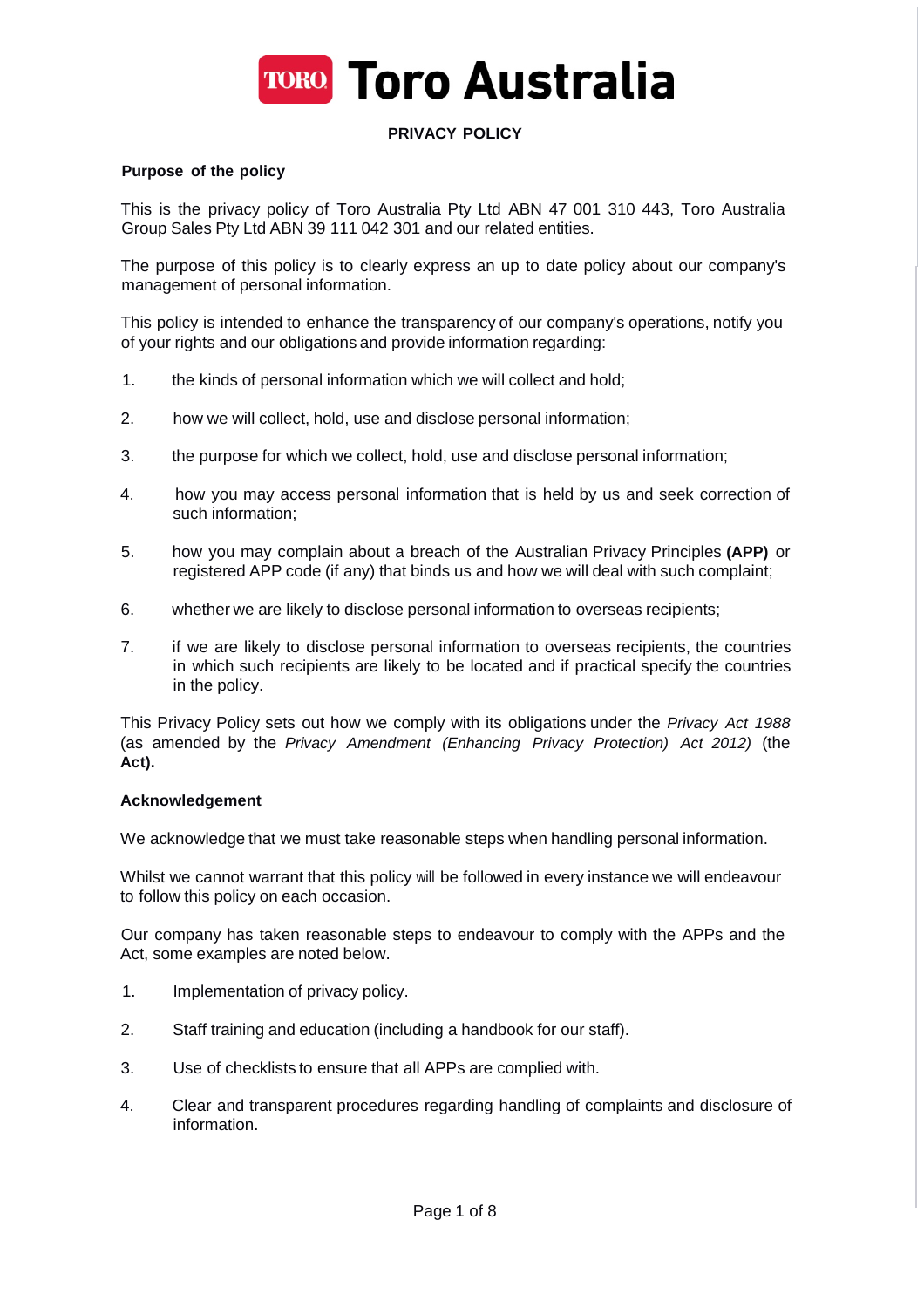# Toro Australia

## PRIVACY POLICY

### Purpose of the policy

This is the privacy policy of Toro Australia Pty Ltd ABN 47 001 310 443, Toro Australia Group Sales Pty Ltd ABN 39 111 042 301 and our related entities.

The purpose of this policy is to clearly express an up to date policy about our company's management of personal information.

This policy is intended to enhance the transparency of our company's operations, notify you of your rights and our obligations and provide information regarding:

1. the kinds of personal information which we will collect and hold;
2. how we will collect, hold, use and disclose personal information;
3. the purpose for which we collect, hold, use and disclose personal information;
4. how you may access personal information that is held by us and seek correction of such information;
5. how you may complain about a breach of the Australian Privacy Principles **(APP)** or registered APP code (if any) that binds us and how we will deal with such complaint;
6. whether we are likely to disclose personal information to overseas recipients;
7. if we are likely to disclose personal information to overseas recipients, the countries in which such recipients are likely to be located and if practical specify the countries in the policy.

This Privacy Policy sets out how we comply with its obligations under the *Privacy Act 1988* (as amended by the *Privacy Amendment (Enhancing Privacy Protection) Act 2012)* (the **Act).**

### Acknowledgement

We acknowledge that we must take reasonable steps when handling personal information.

Whilst we cannot warrant that this policy will be followed in every instance we will endeavour to follow this policy on each occasion.

Our company has taken reasonable steps to endeavour to comply with the APPs and the Act, some examples are noted below.

1. Implementation of privacy policy.
2. Staff training and education (including a handbook for our staff).
3. Use of checklists to ensure that all APPs are complied with.
4. Clear and transparent procedures regarding handling of complaints and disclosure of information.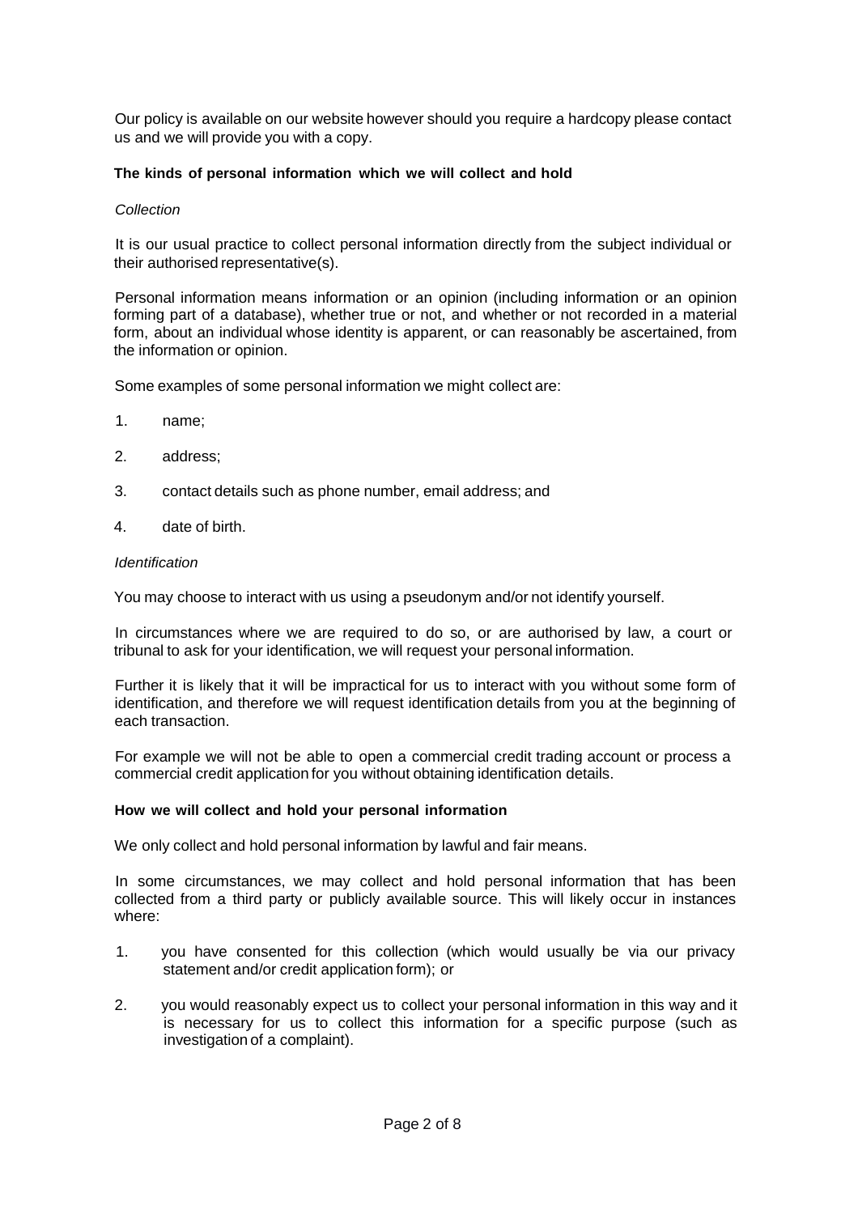Our policy is available on our website however should you require a hardcopy please contact us and we will provide you with a copy.

**The kinds of personal information which we will collect and hold**

*Collection*

It is our usual practice to collect personal information directly from the subject individual or their authorised representative(s).

Personal information means information or an opinion (including information or an opinion forming part of a database), whether true or not, and whether or not recorded in a material form, about an individual whose identity is apparent, or can reasonably be ascertained, from the information or opinion.

Some examples of some personal information we might collect are:

1. name;
2. address;
3. contact details such as phone number, email address; and
4. date of birth.

*Identification*

You may choose to interact with us using a pseudonym and/or not identify yourself.

In circumstances where we are required to do so, or are authorised by law, a court or tribunal to ask for your identification, we will request your personal information.

Further it is likely that it will be impractical for us to interact with you without some form of identification, and therefore we will request identification details from you at the beginning of each transaction.

For example we will not be able to open a commercial credit trading account or process a commercial credit application for you without obtaining identification details.

**How we will collect and hold your personal information**

We only collect and hold personal information by lawful and fair means.

In some circumstances, we may collect and hold personal information that has been collected from a third party or publicly available source. This will likely occur in instances where:

1. you have consented for this collection (which would usually be via our privacy statement and/or credit application form); or
2. you would reasonably expect us to collect your personal information in this way and it is necessary for us to collect this information for a specific purpose (such as investigation of a complaint).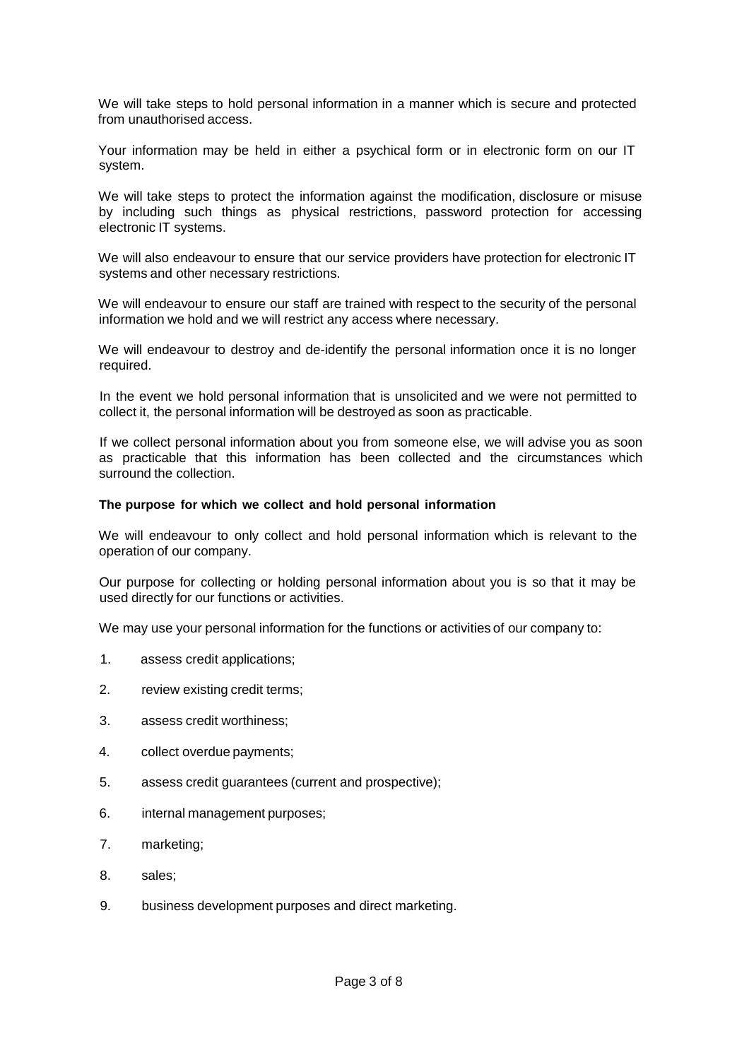We will take steps to hold personal information in a manner which is secure and protected from unauthorised access.

Your information may be held in either a psychical form or in electronic form on our IT system.

We will take steps to protect the information against the modification, disclosure or misuse by including such things as physical restrictions, password protection for accessing electronic IT systems.

We will also endeavour to ensure that our service providers have protection for electronic IT systems and other necessary restrictions.

We will endeavour to ensure our staff are trained with respect to the security of the personal information we hold and we will restrict any access where necessary.

We will endeavour to destroy and de-identify the personal information once it is no longer required.

In the event we hold personal information that is unsolicited and we were not permitted to collect it, the personal information will be destroyed as soon as practicable.

If we collect personal information about you from someone else, we will advise you as soon as practicable that this information has been collected and the circumstances which surround the collection.

**The purpose for which we collect and hold personal information**

We will endeavour to only collect and hold personal information which is relevant to the operation of our company.

Our purpose for collecting or holding personal information about you is so that it may be used directly for our functions or activities.

We may use your personal information for the functions or activities of our company to:

1. assess credit applications;
2. review existing credit terms;
3. assess credit worthiness;
4. collect overdue payments;
5. assess credit guarantees (current and prospective);
6. internal management purposes;
7. marketing;
8. sales;
9. business development purposes and direct marketing.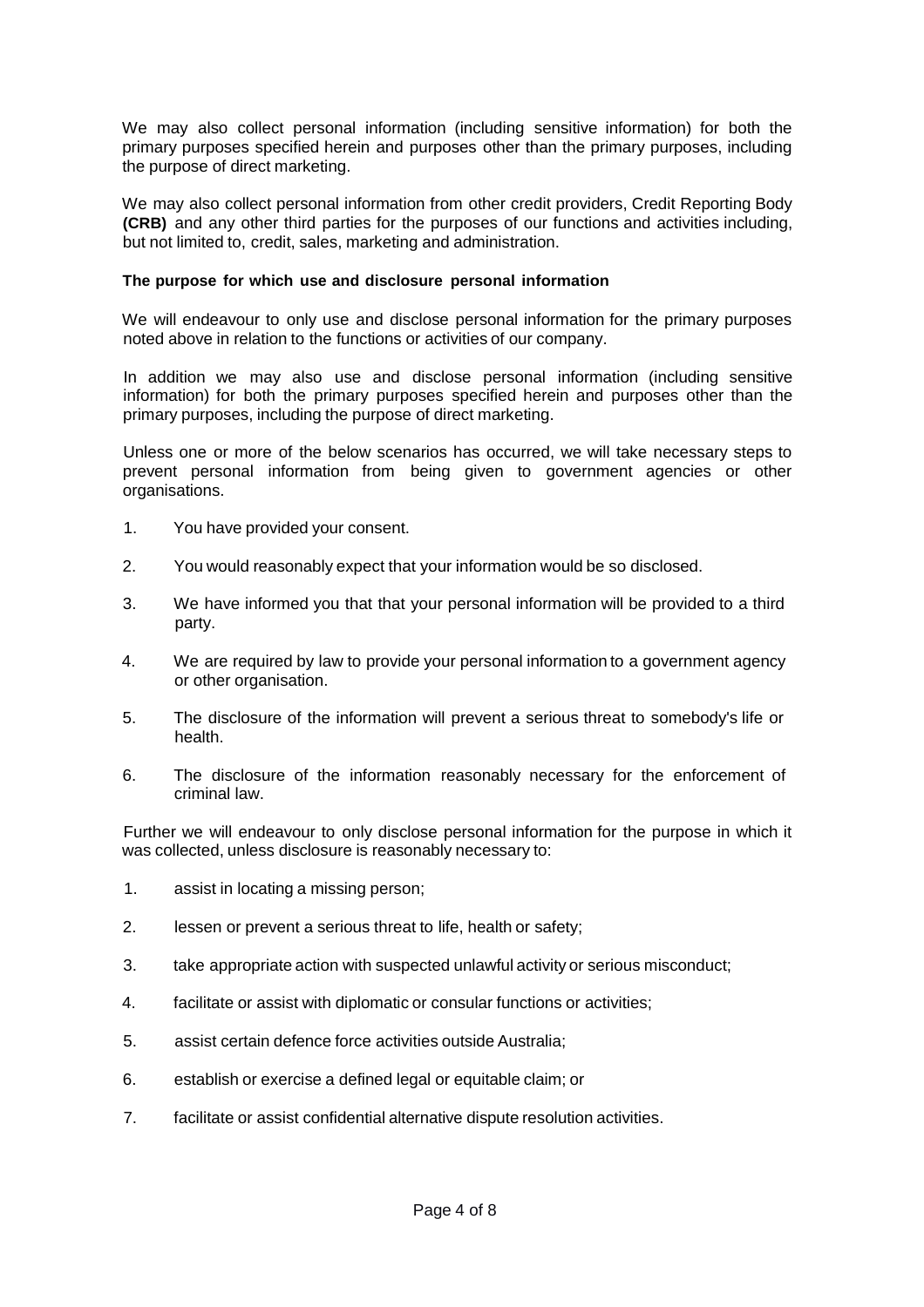We may also collect personal information (including sensitive information) for both the primary purposes specified herein and purposes other than the primary purposes, including the purpose of direct marketing.

We may also collect personal information from other credit providers, Credit Reporting Body **(CRB)** and any other third parties for the purposes of our functions and activities including, but not limited to, credit, sales, marketing and administration.

**The purpose for which use and disclosure personal information**

We will endeavour to only use and disclose personal information for the primary purposes noted above in relation to the functions or activities of our company.

In addition we may also use and disclose personal information (including sensitive information) for both the primary purposes specified herein and purposes other than the primary purposes, including the purpose of direct marketing.

Unless one or more of the below scenarios has occurred, we will take necessary steps to prevent personal information from being given to government agencies or other organisations.

1. You have provided your consent.
2. You would reasonably expect that your information would be so disclosed.
3. We have informed you that that your personal information will be provided to a third party.
4. We are required by law to provide your personal information to a government agency or other organisation.
5. The disclosure of the information will prevent a serious threat to somebody's life or health.
6. The disclosure of the information reasonably necessary for the enforcement of criminal law.

Further we will endeavour to only disclose personal information for the purpose in which it was collected, unless disclosure is reasonably necessary to:

1. assist in locating a missing person;
2. lessen or prevent a serious threat to life, health or safety;
3. take appropriate action with suspected unlawful activity or serious misconduct;
4. facilitate or assist with diplomatic or consular functions or activities;
5. assist certain defence force activities outside Australia;
6. establish or exercise a defined legal or equitable claim; or
7. facilitate or assist confidential alternative dispute resolution activities.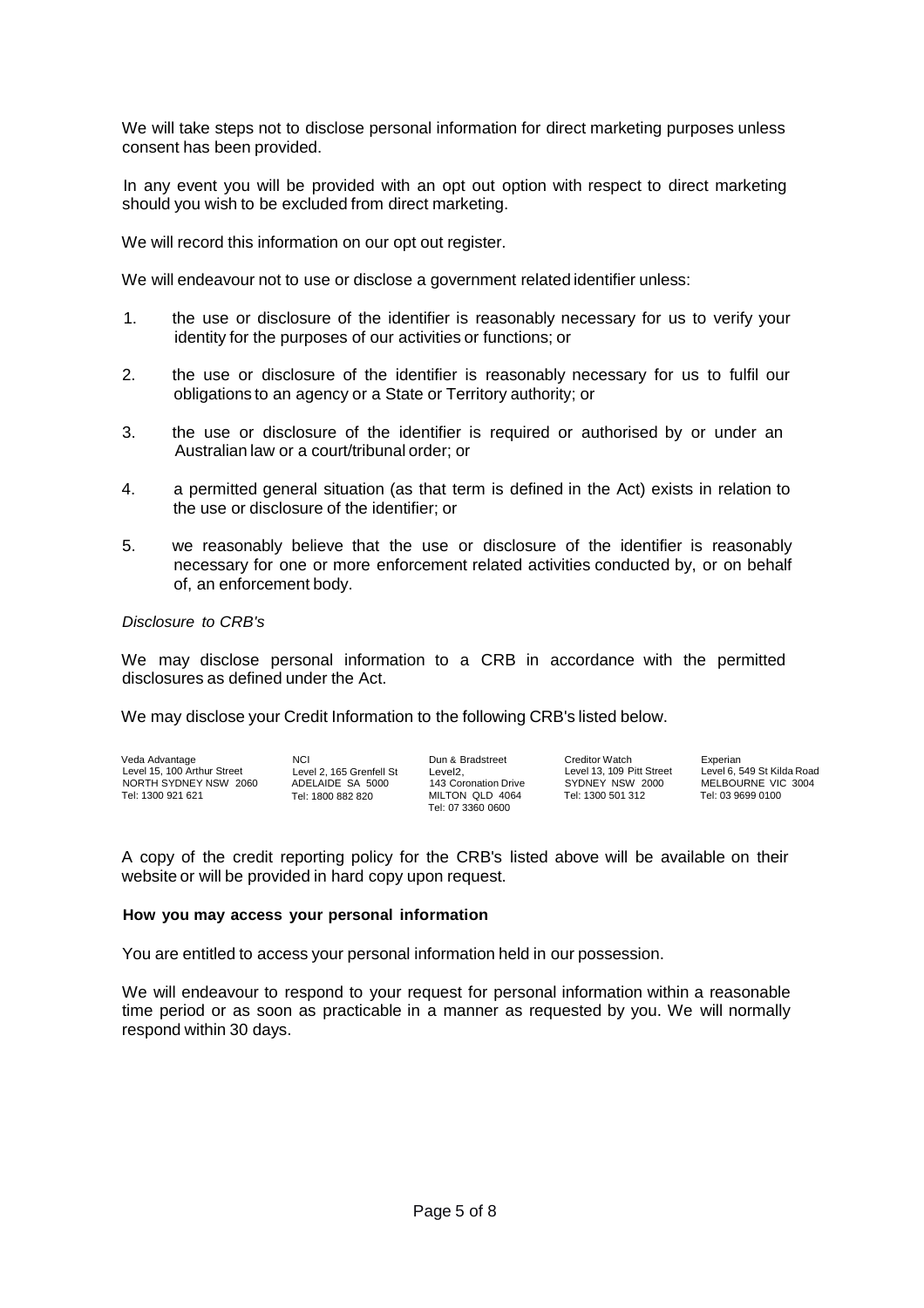We will take steps not to disclose personal information for direct marketing purposes unless consent has been provided.

In any event you will be provided with an opt out option with respect to direct marketing should you wish to be excluded from direct marketing.

We will record this information on our opt out register.

We will endeavour not to use or disclose a government related identifier unless:

1. the use or disclosure of the identifier is reasonably necessary for us to verify your identity for the purposes of our activities or functions; or

2. the use or disclosure of the identifier is reasonably necessary for us to fulfil our obligations to an agency or a State or Territory authority; or

3. the use or disclosure of the identifier is required or authorised by or under an Australian law or a court/tribunal order; or

4. a permitted general situation (as that term is defined in the Act) exists in relation to the use or disclosure of the identifier; or

5. we reasonably believe that the use or disclosure of the identifier is reasonably necessary for one or more enforcement related activities conducted by, or on behalf of, an enforcement body.

*Disclosure to CRB's*

We may disclose personal information to a CRB in accordance with the permitted disclosures as defined under the Act.

We may disclose your Credit Information to the following CRB's listed below.

| Veda Advantage | NCI | Dun & Bradstreet | Creditor Watch | Experian |
|---|---|---|---|---|
| Level 15, 100 Arthur Street | Level 2, 165 Grenfell St | Level2, | Level 13, 109 Pitt Street | Level 6, 549 St Kilda Road |
| NORTH SYDNEY NSW 2060 | ADELAIDE SA 5000 | 143 Coronation Drive | SYDNEY NSW 2000 | MELBOURNE VIC 3004 |
| Tel: 1300 921 621 | Tel: 1800 882 820 | MILTON QLD 4064 | Tel: 1300 501 312 | Tel: 03 9699 0100 |
| | | Tel: 07 3360 0600 | | |

A copy of the credit reporting policy for the CRB's listed above will be available on their website or will be provided in hard copy upon request.

**How you may access your personal information**

You are entitled to access your personal information held in our possession.

We will endeavour to respond to your request for personal information within a reasonable time period or as soon as practicable in a manner as requested by you. We will normally respond within 30 days.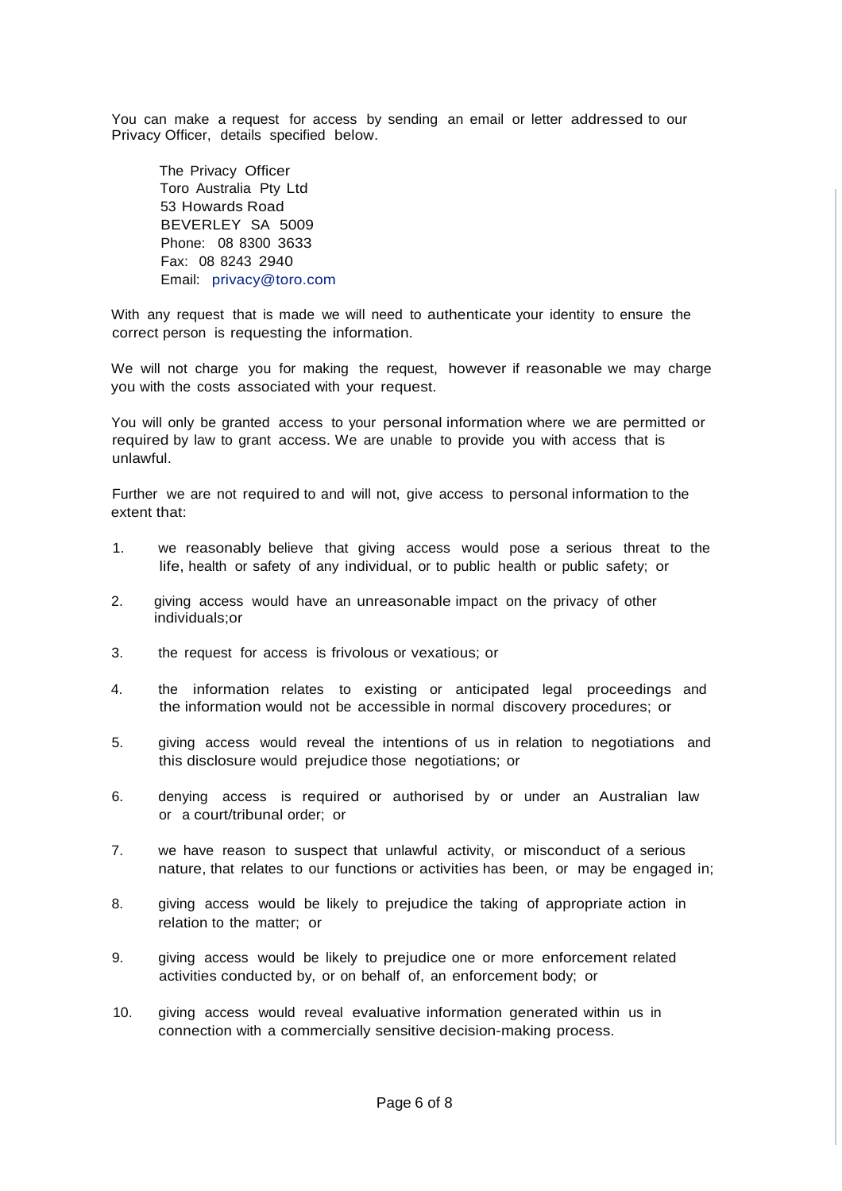You can make a request for access by sending an email or letter addressed to our Privacy Officer, details specified below.

The Privacy Officer
Toro Australia Pty Ltd
53 Howards Road
BEVERLEY SA 5009
Phone: 08 8300 3633
Fax: 08 8243 2940
Email: privacy@toro.com

With any request that is made we will need to authenticate your identity to ensure the correct person is requesting the information.

We will not charge you for making the request, however if reasonable we may charge you with the costs associated with your request.

You will only be granted access to your personal information where we are permitted or required by law to grant access. We are unable to provide you with access that is unlawful.

Further we are not required to and will not, give access to personal information to the extent that:

1. we reasonably believe that giving access would pose a serious threat to the life, health or safety of any individual, or to public health or public safety; or
2. giving access would have an unreasonable impact on the privacy of other individuals;or
3. the request for access is frivolous or vexatious; or
4. the information relates to existing or anticipated legal proceedings and the information would not be accessible in normal discovery procedures; or
5. giving access would reveal the intentions of us in relation to negotiations and this disclosure would prejudice those negotiations; or
6. denying access is required or authorised by or under an Australian law or a court/tribunal order; or
7. we have reason to suspect that unlawful activity, or misconduct of a serious nature, that relates to our functions or activities has been, or may be engaged in;
8. giving access would be likely to prejudice the taking of appropriate action in relation to the matter; or
9. giving access would be likely to prejudice one or more enforcement related activities conducted by, or on behalf of, an enforcement body; or
10. giving access would reveal evaluative information generated within us in connection with a commercially sensitive decision-making process.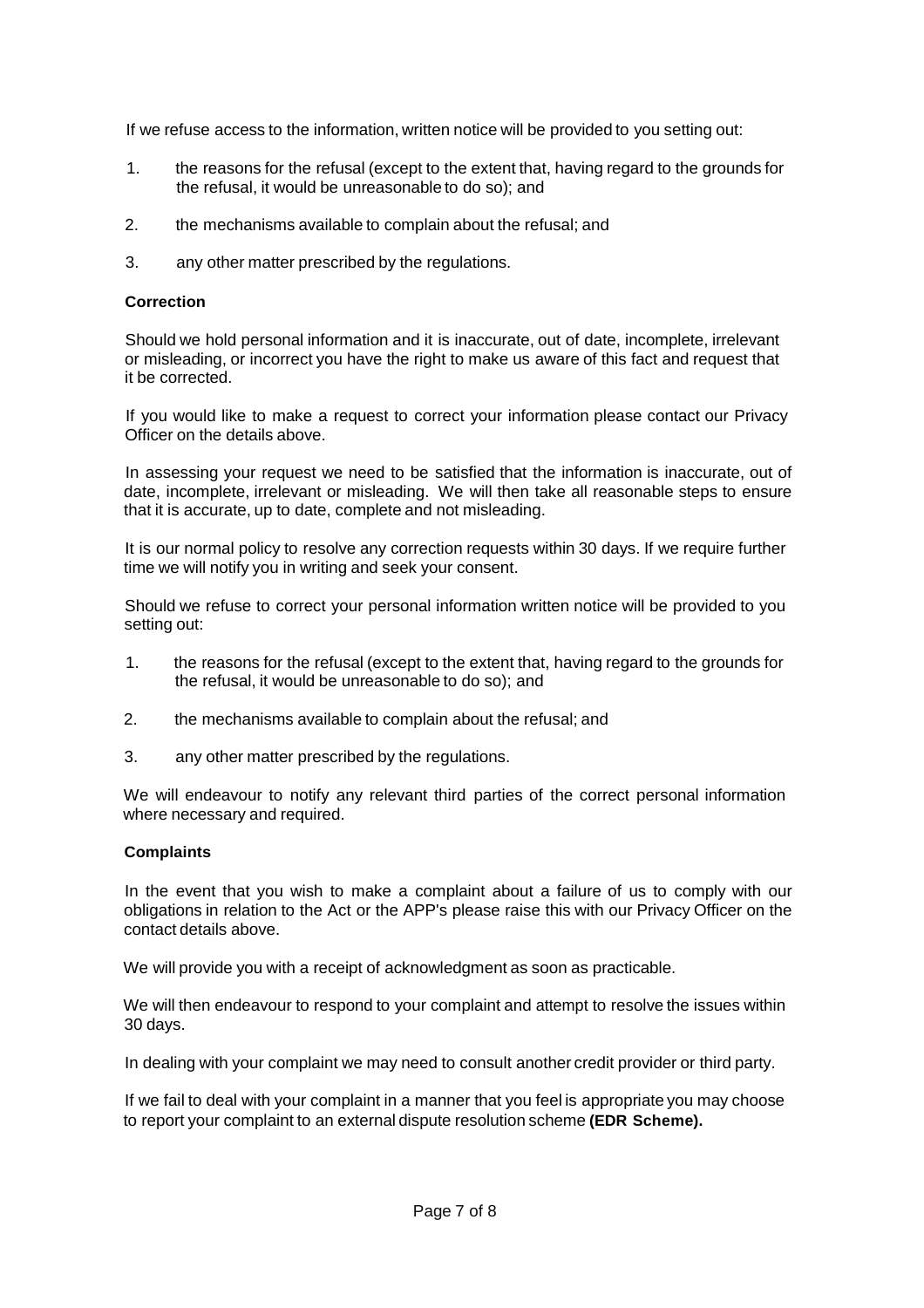If we refuse access to the information, written notice will be provided to you setting out:

1. the reasons for the refusal (except to the extent that, having regard to the grounds for the refusal, it would be unreasonable to do so); and
2. the mechanisms available to complain about the refusal; and
3. any other matter prescribed by the regulations.

**Correction**

Should we hold personal information and it is inaccurate, out of date, incomplete, irrelevant or misleading, or incorrect you have the right to make us aware of this fact and request that it be corrected.

If you would like to make a request to correct your information please contact our Privacy Officer on the details above.

In assessing your request we need to be satisfied that the information is inaccurate, out of date, incomplete, irrelevant or misleading. We will then take all reasonable steps to ensure that it is accurate, up to date, complete and not misleading.

It is our normal policy to resolve any correction requests within 30 days. If we require further time we will notify you in writing and seek your consent.

Should we refuse to correct your personal information written notice will be provided to you setting out:

1. the reasons for the refusal (except to the extent that, having regard to the grounds for the refusal, it would be unreasonable to do so); and
2. the mechanisms available to complain about the refusal; and
3. any other matter prescribed by the regulations.

We will endeavour to notify any relevant third parties of the correct personal information where necessary and required.

**Complaints**

In the event that you wish to make a complaint about a failure of us to comply with our obligations in relation to the Act or the APP's please raise this with our Privacy Officer on the contact details above.

We will provide you with a receipt of acknowledgment as soon as practicable.

We will then endeavour to respond to your complaint and attempt to resolve the issues within 30 days.

In dealing with your complaint we may need to consult another credit provider or third party.

If we fail to deal with your complaint in a manner that you feel is appropriate you may choose to report your complaint to an external dispute resolution scheme **(EDR Scheme).**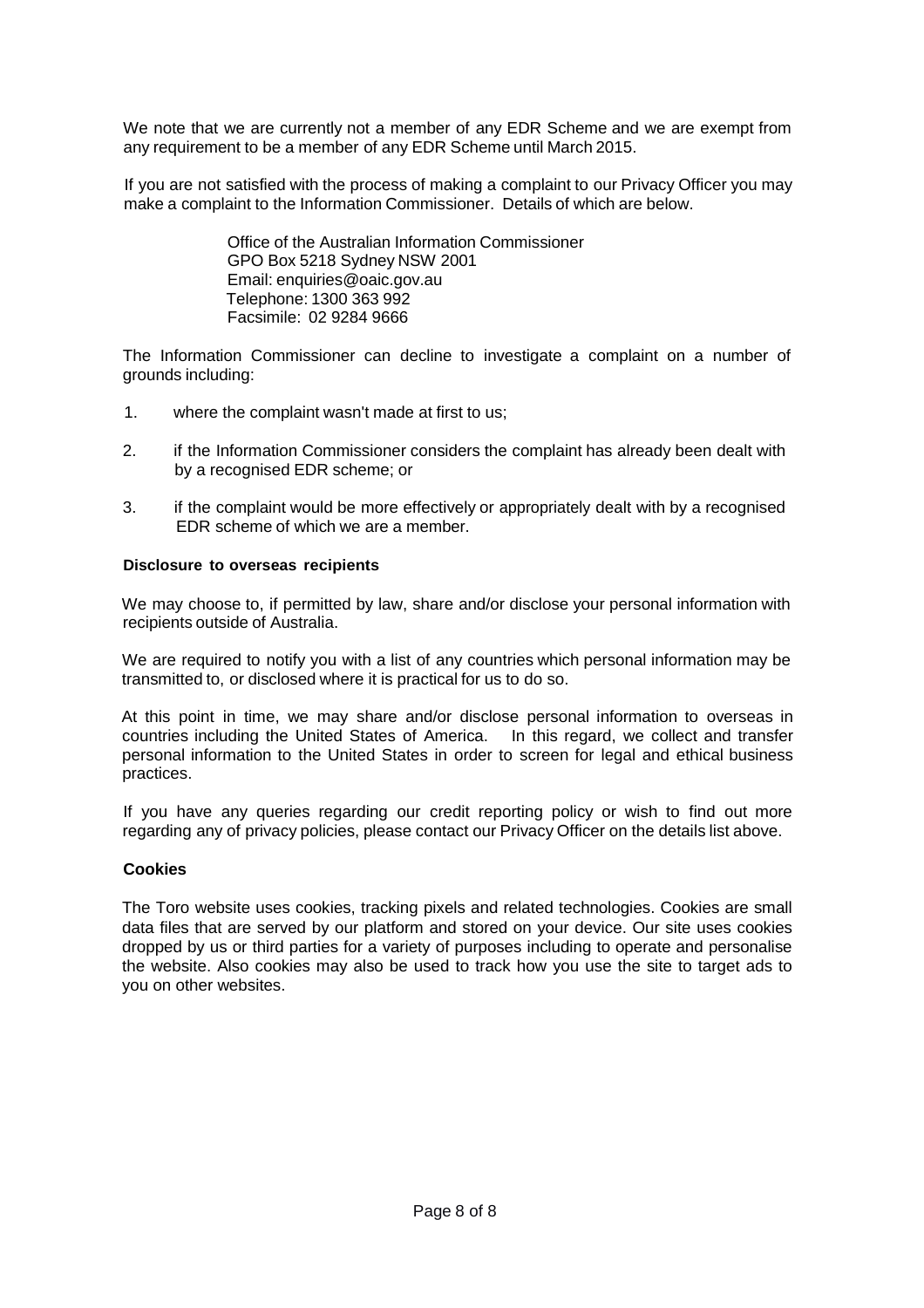We note that we are currently not a member of any EDR Scheme and we are exempt from any requirement to be a member of any EDR Scheme until March 2015.

If you are not satisfied with the process of making a complaint to our Privacy Officer you may make a complaint to the Information Commissioner. Details of which are below.

Office of the Australian Information Commissioner
GPO Box 5218 Sydney NSW 2001
Email: enquiries@oaic.gov.au
Telephone: 1300 363 992
Facsimile: 02 9284 9666

The Information Commissioner can decline to investigate a complaint on a number of grounds including:

1. where the complaint wasn't made at first to us;
2. if the Information Commissioner considers the complaint has already been dealt with by a recognised EDR scheme; or
3. if the complaint would be more effectively or appropriately dealt with by a recognised EDR scheme of which we are a member.

**Disclosure to overseas recipients**

We may choose to, if permitted by law, share and/or disclose your personal information with recipients outside of Australia.

We are required to notify you with a list of any countries which personal information may be transmitted to, or disclosed where it is practical for us to do so.

At this point in time, we may share and/or disclose personal information to overseas in countries including the United States of America. In this regard, we collect and transfer personal information to the United States in order to screen for legal and ethical business practices.

If you have any queries regarding our credit reporting policy or wish to find out more regarding any of privacy policies, please contact our Privacy Officer on the details list above.

**Cookies**

The Toro website uses cookies, tracking pixels and related technologies. Cookies are small data files that are served by our platform and stored on your device. Our site uses cookies dropped by us or third parties for a variety of purposes including to operate and personalise the website. Also cookies may also be used to track how you use the site to target ads to you on other websites.